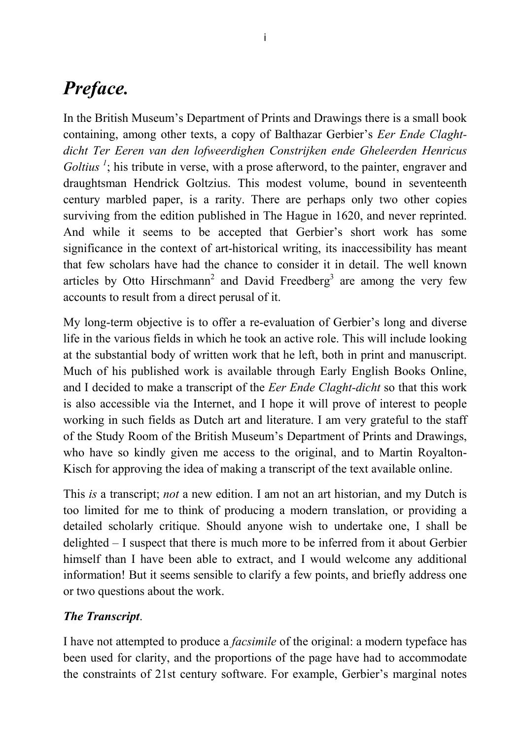# *Preface.*

In the British Museum's Department of Prints and Drawings there is a small book containing, among other texts, a copy of Balthazar Gerbier's *Eer Ende Claght-dicht Ter Eeren van den lofweerdighen Constrijken ende Gheleerden Henricus Goltius* [1]; his tribute in verse, with a prose afterword, to the painter, engraver and draughtsman Hendrick Goltzius. This modest volume, bound in seventeenth century marbled paper, is a rarity. There are perhaps only two other copies surviving from the edition published in The Hague in 1620, and never reprinted. And while it seems to be accepted that Gerbier's short work has some significance in the context of art-historical writing, its inaccessibility has meant that few scholars have had the chance to consider it in detail. The well known articles by Otto Hirschmann[2] and David Freedberg[3] are among the very few accounts to result from a direct perusal of it.

My long-term objective is to offer a re-evaluation of Gerbier's long and diverse life in the various fields in which he took an active role. This will include looking at the substantial body of written work that he left, both in print and manuscript. Much of his published work is available through Early English Books Online, and I decided to make a transcript of the *Eer Ende Claght-dicht* so that this work is also accessible via the Internet, and I hope it will prove of interest to people working in such fields as Dutch art and literature. I am very grateful to the staff of the Study Room of the British Museum's Department of Prints and Drawings, who have so kindly given me access to the original, and to Martin Royalton-Kisch for approving the idea of making a transcript of the text available online.

This *is* a transcript; *not* a new edition. I am not an art historian, and my Dutch is too limited for me to think of producing a modern translation, or providing a detailed scholarly critique. Should anyone wish to undertake one, I shall be delighted – I suspect that there is much more to be inferred from it about Gerbier himself than I have been able to extract, and I would welcome any additional information! But it seems sensible to clarify a few points, and briefly address one or two questions about the work.

### *The Transcript*.

I have not attempted to produce a *facsimile* of the original: a modern typeface has been used for clarity, and the proportions of the page have had to accommodate the constraints of 21st century software. For example, Gerbier's marginal notes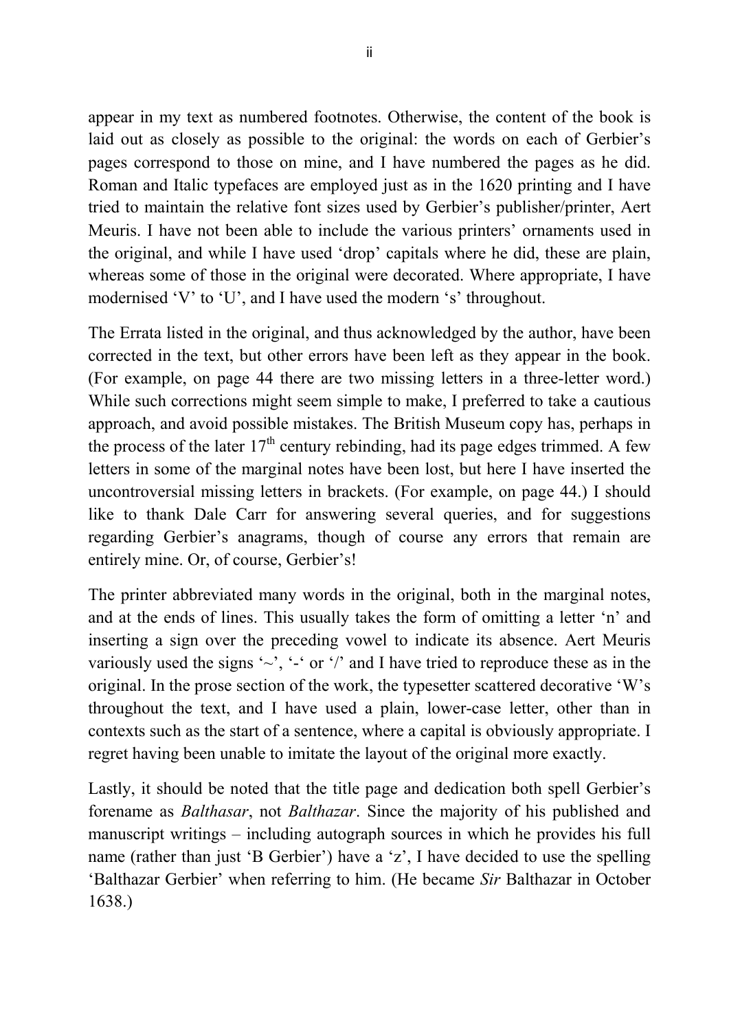appear in my text as numbered footnotes. Otherwise, the content of the book is laid out as closely as possible to the original: the words on each of Gerbier's pages correspond to those on mine, and I have numbered the pages as he did. Roman and Italic typefaces are employed just as in the 1620 printing and I have tried to maintain the relative font sizes used by Gerbier's publisher/printer, Aert Meuris. I have not been able to include the various printers' ornaments used in the original, and while I have used 'drop' capitals where he did, these are plain, whereas some of those in the original were decorated. Where appropriate, I have modernised 'V' to 'U', and I have used the modern 's' throughout.

The Errata listed in the original, and thus acknowledged by the author, have been corrected in the text, but other errors have been left as they appear in the book. (For example, on page 44 there are two missing letters in a three-letter word.) While such corrections might seem simple to make, I preferred to take a cautious approach, and avoid possible mistakes. The British Museum copy has, perhaps in the process of the later 17th century rebinding, had its page edges trimmed. A few letters in some of the marginal notes have been lost, but here I have inserted the uncontroversial missing letters in brackets. (For example, on page 44.) I should like to thank Dale Carr for answering several queries, and for suggestions regarding Gerbier's anagrams, though of course any errors that remain are entirely mine. Or, of course, Gerbier's!

The printer abbreviated many words in the original, both in the marginal notes, and at the ends of lines. This usually takes the form of omitting a letter 'n' and inserting a sign over the preceding vowel to indicate its absence. Aert Meuris variously used the signs '~', '-' or '/' and I have tried to reproduce these as in the original. In the prose section of the work, the typesetter scattered decorative 'W's throughout the text, and I have used a plain, lower-case letter, other than in contexts such as the start of a sentence, where a capital is obviously appropriate. I regret having been unable to imitate the layout of the original more exactly.

Lastly, it should be noted that the title page and dedication both spell Gerbier's forename as *Balthasar*, not *Balthazar*. Since the majority of his published and manuscript writings – including autograph sources in which he provides his full name (rather than just 'B Gerbier') have a 'z', I have decided to use the spelling 'Balthazar Gerbier' when referring to him. (He became *Sir* Balthazar in October 1638.)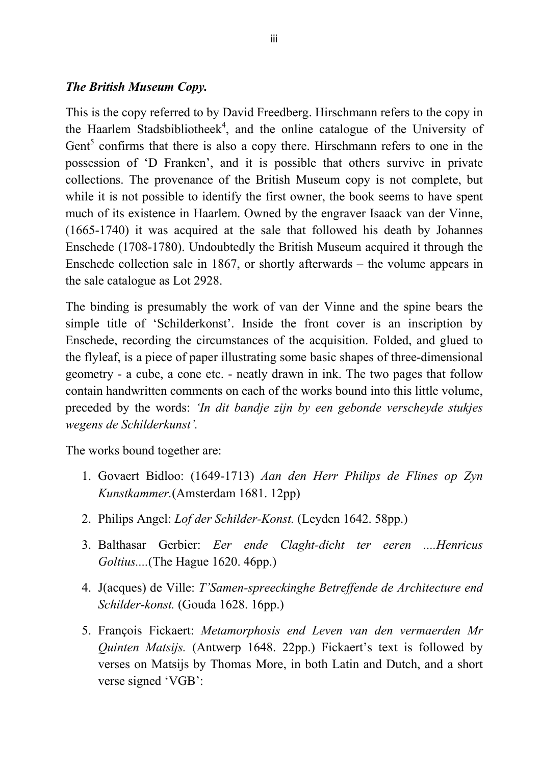***The British Museum Copy.***

This is the copy referred to by David Freedberg. Hirschmann refers to the copy in the Haarlem Stadsbibliotheek[4], and the online catalogue of the University of Gent[5] confirms that there is also a copy there. Hirschmann refers to one in the possession of 'D Franken', and it is possible that others survive in private collections. The provenance of the British Museum copy is not complete, but while it is not possible to identify the first owner, the book seems to have spent much of its existence in Haarlem. Owned by the engraver Isaack van der Vinne, (1665-1740) it was acquired at the sale that followed his death by Johannes Enschede (1708-1780). Undoubtedly the British Museum acquired it through the Enschede collection sale in 1867, or shortly afterwards – the volume appears in the sale catalogue as Lot 2928.

The binding is presumably the work of van der Vinne and the spine bears the simple title of 'Schilderkonst'. Inside the front cover is an inscription by Enschede, recording the circumstances of the acquisition. Folded, and glued to the flyleaf, is a piece of paper illustrating some basic shapes of three-dimensional geometry - a cube, a cone etc. - neatly drawn in ink. The two pages that follow contain handwritten comments on each of the works bound into this little volume, preceded by the words: *'In dit bandje zijn by een gebonde verscheyde stukjes wegens de Schilderkunst'.*

The works bound together are:

1. Govaert Bidloo: (1649-1713) *Aan den Herr Philips de Flines op Zyn Kunstkammer.*(Amsterdam 1681. 12pp)
2. Philips Angel: *Lof der Schilder-Konst.* (Leyden 1642. 58pp.)
3. Balthasar Gerbier: *Eer ende Claght-dicht ter eeren ....Henricus Goltius....*(The Hague 1620. 46pp.)
4. J(acques) de Ville: *T'Samen-spreeckinghe Betreffende de Architecture end Schilder-konst.* (Gouda 1628. 16pp.)
5. François Fickaert: *Metamorphosis end Leven van den vermaerden Mr Quinten Matsijs.* (Antwerp 1648. 22pp.) Fickaert's text is followed by verses on Matsijs by Thomas More, in both Latin and Dutch, and a short verse signed 'VGB':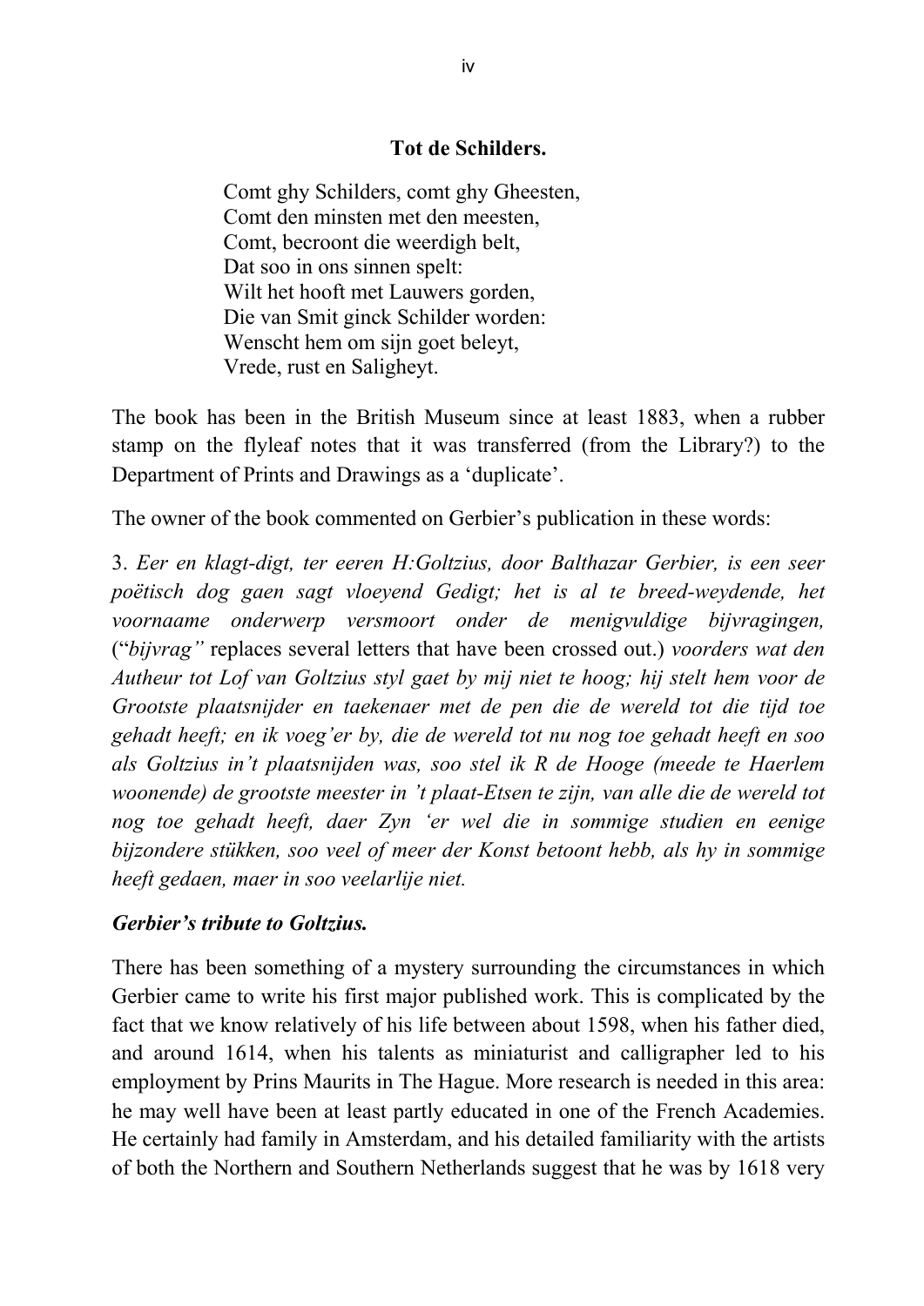**Tot de Schilders.**

Comt ghy Schilders, comt ghy Gheesten,
Comt den minsten met den meesten,
Comt, becroont die weerdigh belt,
Dat soo in ons sinnen spelt:
Wilt het hooft met Lauwers gorden,
Die van Smit ginck Schilder worden:
Wenscht hem om sijn goet beleyt,
Vrede, rust en Saligheyt.

The book has been in the British Museum since at least 1883, when a rubber stamp on the flyleaf notes that it was transferred (from the Library?) to the Department of Prints and Drawings as a 'duplicate'.

The owner of the book commented on Gerbier's publication in these words:

3. *Eer en klagt-digt, ter eeren H:Goltzius, door Balthazar Gerbier, is een seer poëtisch dog gaen sagt vloeyend Gedigt; het is al te breed-weydende, het voornaame onderwerp versmoort onder de menigvuldige bijvragingen,* ("*bijvrag"* replaces several letters that have been crossed out.) *voorders wat den Autheur tot Lof van Goltzius styl gaet by mij niet te hoog; hij stelt hem voor de Grootste plaatsnijder en taekenaer met de pen die de wereld tot die tijd toe gehadt heeft; en ik voeg'er by, die de wereld tot nu nog toe gehadt heeft en soo als Goltzius in't plaatsnijden was, soo stel ik R de Hooge (meede te Haerlem woonende) de grootste meester in 't plaat-Etsen te zijn, van alle die de wereld tot nog toe gehadt heeft, daer Zyn 'er wel die in sommige studien en eenige bijzondere stükken, soo veel of meer der Konst betoont hebb, als hy in sommige heeft gedaen, maer in soo veelarlije niet.*

***Gerbier's tribute to Goltzius.***

There has been something of a mystery surrounding the circumstances in which Gerbier came to write his first major published work. This is complicated by the fact that we know relatively of his life between about 1598, when his father died, and around 1614, when his talents as miniaturist and calligrapher led to his employment by Prins Maurits in The Hague. More research is needed in this area: he may well have been at least partly educated in one of the French Academies. He certainly had family in Amsterdam, and his detailed familiarity with the artists of both the Northern and Southern Netherlands suggest that he was by 1618 very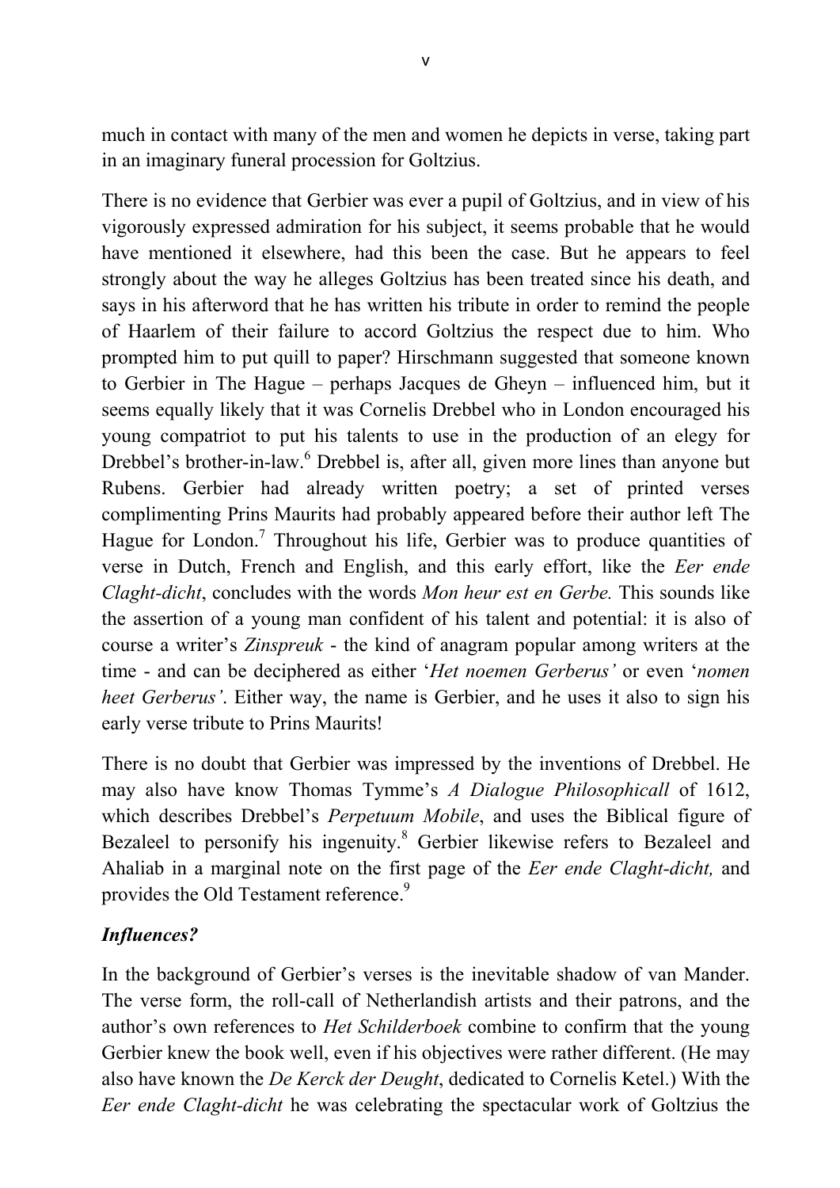much in contact with many of the men and women he depicts in verse, taking part in an imaginary funeral procession for Goltzius.

There is no evidence that Gerbier was ever a pupil of Goltzius, and in view of his vigorously expressed admiration for his subject, it seems probable that he would have mentioned it elsewhere, had this been the case. But he appears to feel strongly about the way he alleges Goltzius has been treated since his death, and says in his afterword that he has written his tribute in order to remind the people of Haarlem of their failure to accord Goltzius the respect due to him. Who prompted him to put quill to paper? Hirschmann suggested that someone known to Gerbier in The Hague – perhaps Jacques de Gheyn – influenced him, but it seems equally likely that it was Cornelis Drebbel who in London encouraged his young compatriot to put his talents to use in the production of an elegy for Drebbel's brother-in-law.[6] Drebbel is, after all, given more lines than anyone but Rubens. Gerbier had already written poetry; a set of printed verses complimenting Prins Maurits had probably appeared before their author left The Hague for London.[7] Throughout his life, Gerbier was to produce quantities of verse in Dutch, French and English, and this early effort, like the *Eer ende Claght-dicht*, concludes with the words *Mon heur est en Gerbe.* This sounds like the assertion of a young man confident of his talent and potential: it is also of course a writer's *Zinspreuk* - the kind of anagram popular among writers at the time - and can be deciphered as either '*Het noemen Gerberus'* or even '*nomen heet Gerberus'*. Either way, the name is Gerbier, and he uses it also to sign his early verse tribute to Prins Maurits!

There is no doubt that Gerbier was impressed by the inventions of Drebbel. He may also have know Thomas Tymme's *A Dialogue Philosophicall* of 1612, which describes Drebbel's *Perpetuum Mobile*, and uses the Biblical figure of Bezaleel to personify his ingenuity.[8] Gerbier likewise refers to Bezaleel and Ahaliab in a marginal note on the first page of the *Eer ende Claght-dicht,* and provides the Old Testament reference.[9]

### *Influences?*

In the background of Gerbier's verses is the inevitable shadow of van Mander. The verse form, the roll-call of Netherlandish artists and their patrons, and the author's own references to *Het Schilderboek* combine to confirm that the young Gerbier knew the book well, even if his objectives were rather different. (He may also have known the *De Kerck der Deught*, dedicated to Cornelis Ketel.) With the *Eer ende Claght-dicht* he was celebrating the spectacular work of Goltzius the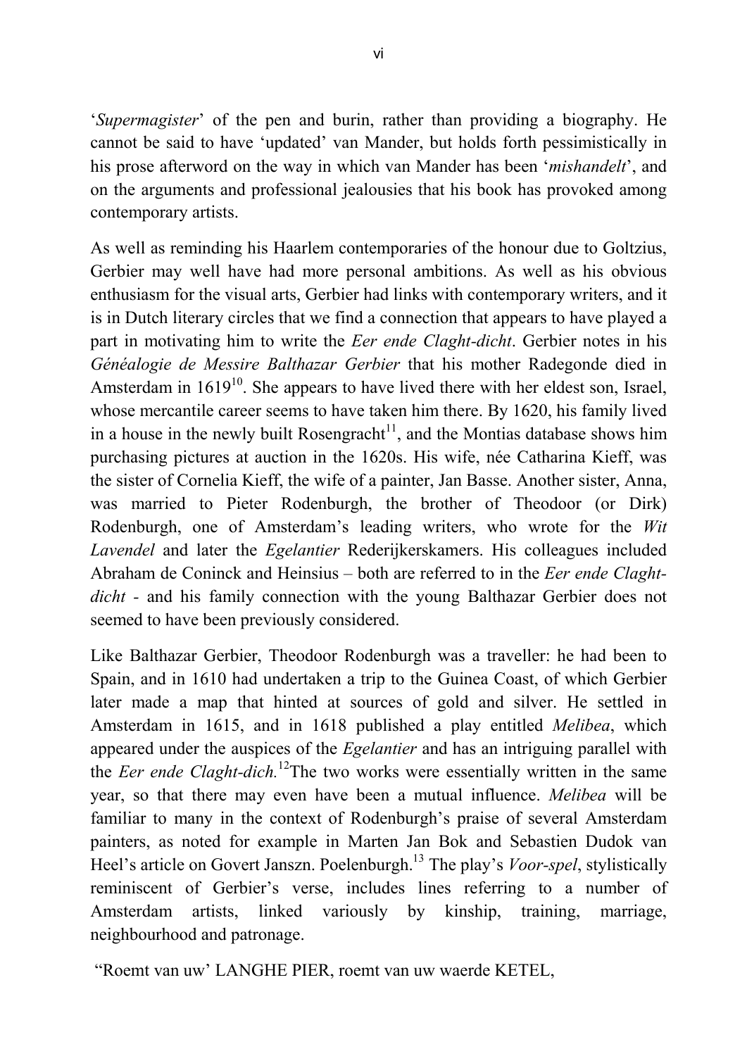'*Supermagister*' of the pen and burin, rather than providing a biography. He cannot be said to have 'updated' van Mander, but holds forth pessimistically in his prose afterword on the way in which van Mander has been '*mishandelt*', and on the arguments and professional jealousies that his book has provoked among contemporary artists.

As well as reminding his Haarlem contemporaries of the honour due to Goltzius, Gerbier may well have had more personal ambitions. As well as his obvious enthusiasm for the visual arts, Gerbier had links with contemporary writers, and it is in Dutch literary circles that we find a connection that appears to have played a part in motivating him to write the *Eer ende Claght-dicht*. Gerbier notes in his *Généalogie de Messire Balthazar Gerbier* that his mother Radegonde died in Amsterdam in 1619[10]. She appears to have lived there with her eldest son, Israel, whose mercantile career seems to have taken him there. By 1620, his family lived in a house in the newly built Rosengracht[11], and the Montias database shows him purchasing pictures at auction in the 1620s. His wife, née Catharina Kieff, was the sister of Cornelia Kieff, the wife of a painter, Jan Basse. Another sister, Anna, was married to Pieter Rodenburgh, the brother of Theodoor (or Dirk) Rodenburgh, one of Amsterdam's leading writers, who wrote for the *Wit Lavendel* and later the *Egelantier* Rederijkerskamers. His colleagues included Abraham de Coninck and Heinsius – both are referred to in the *Eer ende Claght-dicht* - and his family connection with the young Balthazar Gerbier does not seemed to have been previously considered.

Like Balthazar Gerbier, Theodoor Rodenburgh was a traveller: he had been to Spain, and in 1610 had undertaken a trip to the Guinea Coast, of which Gerbier later made a map that hinted at sources of gold and silver. He settled in Amsterdam in 1615, and in 1618 published a play entitled *Melibea*, which appeared under the auspices of the *Egelantier* and has an intriguing parallel with the *Eer ende Claght-dich.*[12]The two works were essentially written in the same year, so that there may even have been a mutual influence. *Melibea* will be familiar to many in the context of Rodenburgh's praise of several Amsterdam painters, as noted for example in Marten Jan Bok and Sebastien Dudok van Heel's article on Govert Janszn. Poelenburgh.[13] The play's *Voor-spel*, stylistically reminiscent of Gerbier's verse, includes lines referring to a number of Amsterdam artists, linked variously by kinship, training, marriage, neighbourhood and patronage.

"Roemt van uw' LANGHE PIER, roemt van uw waerde KETEL,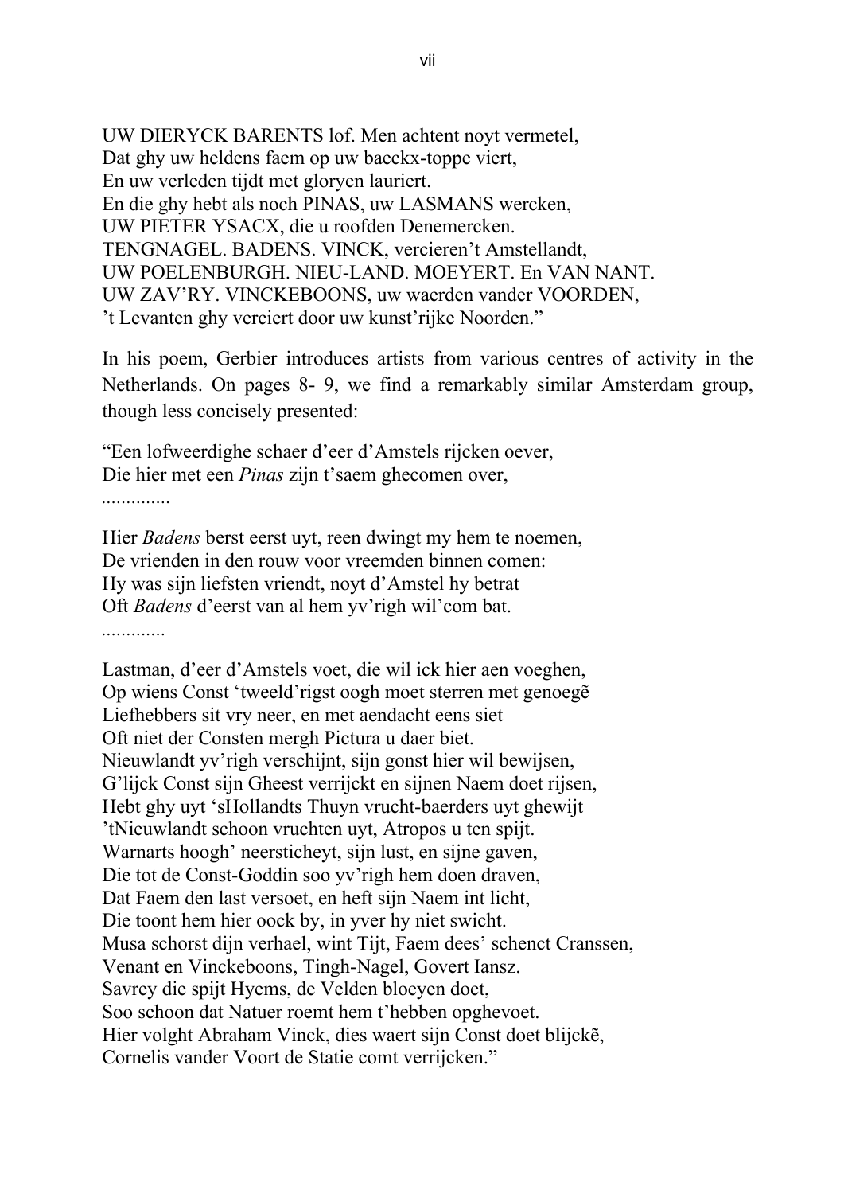UW DIERYCK BARENTS lof. Men achtent noyt vermetel,
Dat ghy uw heldens faem op uw baeckx-toppe viert,
En uw verleden tijdt met gloryen lauriert.
En die ghy hebt als noch PINAS, uw LASMANS wercken,
UW PIETER YSACX, die u roofden Denemercken.
TENGNAGEL. BADENS. VINCK, vercieren't Amstellandt,
UW POELENBURGH. NIEU-LAND. MOEYERT. En VAN NANT.
UW ZAV'RY. VINCKEBOONS, uw waerden vander VOORDEN,
't Levanten ghy verciert door uw kunst'rijke Noorden."

In his poem, Gerbier introduces artists from various centres of activity in the Netherlands. On pages 8- 9, we find a remarkably similar Amsterdam group, though less concisely presented:

"Een lofweerdighe schaer d'eer d'Amstels rijcken oever,
Die hier met een *Pinas* zijn t'saem ghecomen over,
..............

Hier *Badens* berst eerst uyt, reen dwingt my hem te noemen,
De vrienden in den rouw voor vreemden binnen comen:
Hy was sijn liefsten vriendt, noyt d'Amstel hy betrat
Oft *Badens* d'eerst van al hem yv'righ wil'com bat.
.............

Lastman, d'eer d'Amstels voet, die wil ick hier aen voeghen,
Op wiens Const 'tweeld'rigst oogh moet sterren met genoegẽ
Liefhebbers sit vry neer, en met aendacht eens siet
Oft niet der Consten mergh Pictura u daer biet.
Nieuwlandt yv'righ verschijnt, sijn gonst hier wil bewijsen,
G'lijck Const sijn Gheest verrijckt en sijnen Naem doet rijsen,
Hebt ghy uyt 'sHollandts Thuyn vrucht-baerders uyt ghewijt
'tNieuwlandt schoon vruchten uyt, Atropos u ten spijt.
Warnarts hoogh' neersticheyt, sijn lust, en sijne gaven,
Die tot de Const-Goddin soo yv'righ hem doen draven,
Dat Faem den last versoet, en heft sijn Naem int licht,
Die toont hem hier oock by, in yver hy niet swicht.
Musa schorst dijn verhael, wint Tijt, Faem dees' schenct Cranssen,
Venant en Vinckeboons, Tingh-Nagel, Govert Iansz.
Savrey die spijt Hyems, de Velden bloeyen doet,
Soo schoon dat Natuer roemt hem t'hebben opghevoet.
Hier volght Abraham Vinck, dies waert sijn Const doet blijckẽ,
Cornelis vander Voort de Statie comt verrijcken."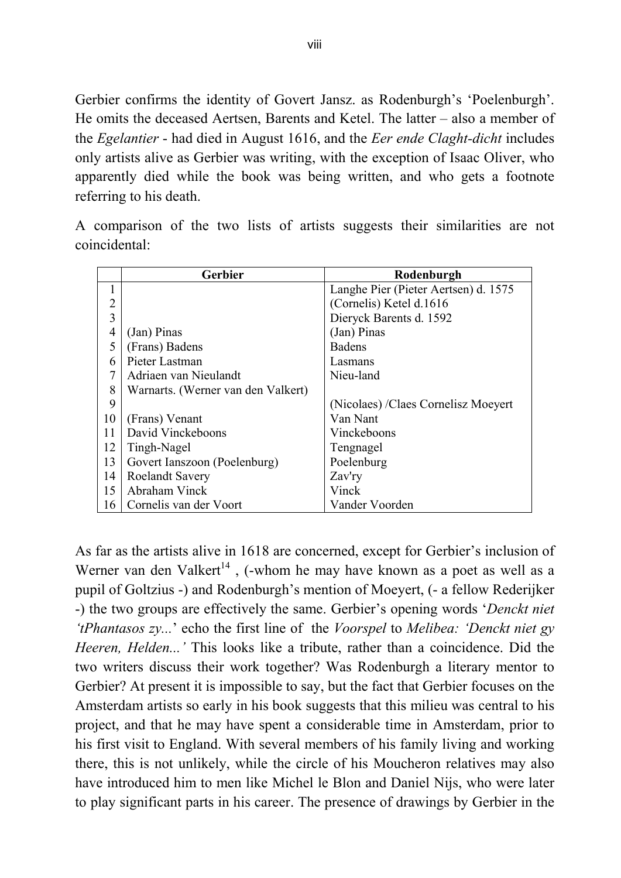Gerbier confirms the identity of Govert Jansz. as Rodenburgh's 'Poelenburgh'. He omits the deceased Aertsen, Barents and Ketel. The latter – also a member of the *Egelantier* - had died in August 1616, and the *Eer ende Claght-dicht* includes only artists alive as Gerbier was writing, with the exception of Isaac Oliver, who apparently died while the book was being written, and who gets a footnote referring to his death.

A comparison of the two lists of artists suggests their similarities are not coincidental:

| | Gerbier | Rodenburgh |
|---|---|---|
| 1 | | Langhe Pier (Pieter Aertsen) d. 1575 |
| 2 | | (Cornelis) Ketel d.1616 |
| 3 | | Dieryck Barents d. 1592 |
| 4 | (Jan) Pinas | (Jan) Pinas |
| 5 | (Frans) Badens | Badens |
| 6 | Pieter Lastman | Lasmans |
| 7 | Adriaen van Nieulandt | Nieu-land |
| 8 | Warnarts. (Werner van den Valkert) | |
| 9 | | (Nicolaes) /Claes Cornelisz Moeyert |
| 10 | (Frans) Venant | Van Nant |
| 11 | David Vinckeboons | Vinckeboons |
| 12 | Tingh-Nagel | Tengnagel |
| 13 | Govert Ianszoon (Poelenburg) | Poelenburg |
| 14 | Roelandt Savery | Zav'ry |
| 15 | Abraham Vinck | Vinck |
| 16 | Cornelis van der Voort | Vander Voorden |

As far as the artists alive in 1618 are concerned, except for Gerbier's inclusion of Werner van den Valkert[14] , (-whom he may have known as a poet as well as a pupil of Goltzius -) and Rodenburgh's mention of Moeyert, (- a fellow Rederijker -) the two groups are effectively the same. Gerbier's opening words '*Denckt niet 'tPhantasos zy...*' echo the first line of the *Voorspel* to *Melibea: 'Denckt niet gy Heeren, Helden...'* This looks like a tribute, rather than a coincidence. Did the two writers discuss their work together? Was Rodenburgh a literary mentor to Gerbier? At present it is impossible to say, but the fact that Gerbier focuses on the Amsterdam artists so early in his book suggests that this milieu was central to his project, and that he may have spent a considerable time in Amsterdam, prior to his first visit to England. With several members of his family living and working there, this is not unlikely, while the circle of his Moucheron relatives may also have introduced him to men like Michel le Blon and Daniel Nijs, who were later to play significant parts in his career. The presence of drawings by Gerbier in the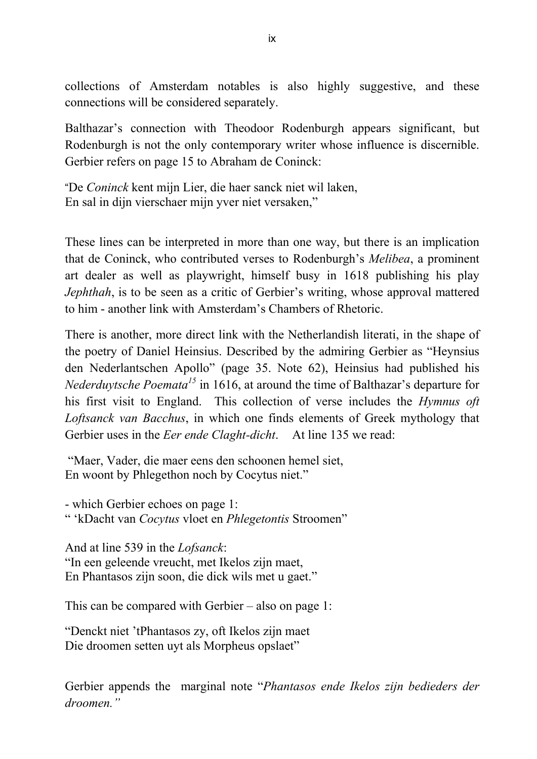collections of Amsterdam notables is also highly suggestive, and these connections will be considered separately.

Balthazar's connection with Theodoor Rodenburgh appears significant, but Rodenburgh is not the only contemporary writer whose influence is discernible. Gerbier refers on page 15 to Abraham de Coninck:

"De *Coninck* kent mijn Lier, die haer sanck niet wil laken,
En sal in dijn vierschaer mijn yver niet versaken,"

These lines can be interpreted in more than one way, but there is an implication that de Coninck, who contributed verses to Rodenburgh's *Melibea*, a prominent art dealer as well as playwright, himself busy in 1618 publishing his play *Jephthah*, is to be seen as a critic of Gerbier's writing, whose approval mattered to him - another link with Amsterdam's Chambers of Rhetoric.

There is another, more direct link with the Netherlandish literati, in the shape of the poetry of Daniel Heinsius. Described by the admiring Gerbier as "Heynsius den Nederlantschen Apollo" (page 35. Note 62), Heinsius had published his *Nederduytsche Poemata*[15] in 1616, at around the time of Balthazar's departure for his first visit to England. This collection of verse includes the *Hymnus oft Loftsanck van Bacchus*, in which one finds elements of Greek mythology that Gerbier uses in the *Eer ende Claght-dicht*. At line 135 we read:

"Maer, Vader, die maer eens den schoonen hemel siet,
En woont by Phlegethon noch by Cocytus niet."

- which Gerbier echoes on page 1:
" 'kDacht van *Cocytus* vloet en *Phlegetontis* Stroomen"

And at line 539 in the *Lofsanck*:
"In een geleende vreucht, met Ikelos zijn maet,
En Phantasos zijn soon, die dick wils met u gaet."

This can be compared with Gerbier – also on page 1:

"Denckt niet 'tPhantasos zy, oft Ikelos zijn maet
Die droomen setten uyt als Morpheus opslaet"

Gerbier appends the marginal note "*Phantasos ende Ikelos zijn bedieders der droomen.*"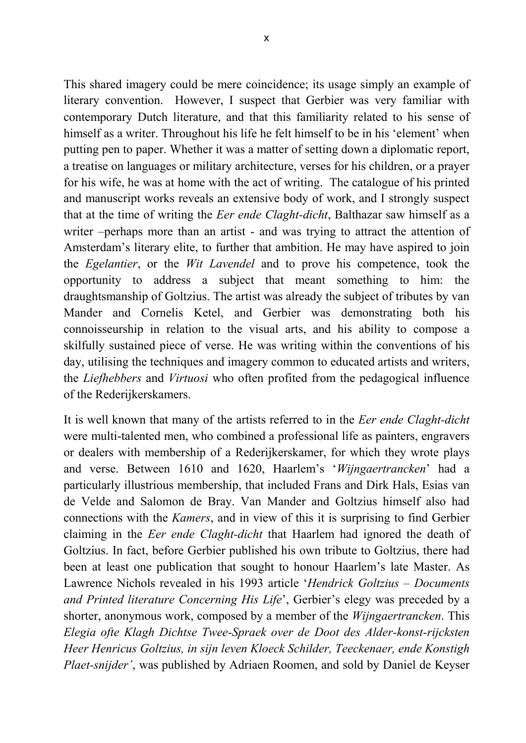This shared imagery could be mere coincidence; its usage simply an example of literary convention. However, I suspect that Gerbier was very familiar with contemporary Dutch literature, and that this familiarity related to his sense of himself as a writer. Throughout his life he felt himself to be in his 'element' when putting pen to paper. Whether it was a matter of setting down a diplomatic report, a treatise on languages or military architecture, verses for his children, or a prayer for his wife, he was at home with the act of writing. The catalogue of his printed and manuscript works reveals an extensive body of work, and I strongly suspect that at the time of writing the *Eer ende Claght-dicht*, Balthazar saw himself as a writer –perhaps more than an artist - and was trying to attract the attention of Amsterdam's literary elite, to further that ambition. He may have aspired to join the *Egelantier*, or the *Wit Lavendel* and to prove his competence, took the opportunity to address a subject that meant something to him: the draughtsmanship of Goltzius. The artist was already the subject of tributes by van Mander and Cornelis Ketel, and Gerbier was demonstrating both his connoisseurship in relation to the visual arts, and his ability to compose a skilfully sustained piece of verse. He was writing within the conventions of his day, utilising the techniques and imagery common to educated artists and writers, the *Liefhebbers* and *Virtuosi* who often profited from the pedagogical influence of the Rederijkerskamers.

It is well known that many of the artists referred to in the *Eer ende Claght-dicht* were multi-talented men, who combined a professional life as painters, engravers or dealers with membership of a Rederijkerskamer, for which they wrote plays and verse. Between 1610 and 1620, Haarlem's '*Wijngaertrancken*' had a particularly illustrious membership, that included Frans and Dirk Hals, Esias van de Velde and Salomon de Bray. Van Mander and Goltzius himself also had connections with the *Kamers*, and in view of this it is surprising to find Gerbier claiming in the *Eer ende Claght-dicht* that Haarlem had ignored the death of Goltzius. In fact, before Gerbier published his own tribute to Goltzius, there had been at least one publication that sought to honour Haarlem's late Master. As Lawrence Nichols revealed in his 1993 article '*Hendrick Goltzius – Documents and Printed literature Concerning His Life*', Gerbier's elegy was preceded by a shorter, anonymous work, composed by a member of the *Wijngaertrancken*. This *Elegia ofte Klagh Dichtse Twee-Spraek over de Doot des Alder-konst-rijcksten Heer Henricus Goltzius, in sijn leven Kloeck Schilder, Teeckenaer, ende Konstigh Plaet-snijder'*, was published by Adriaen Roomen, and sold by Daniel de Keyser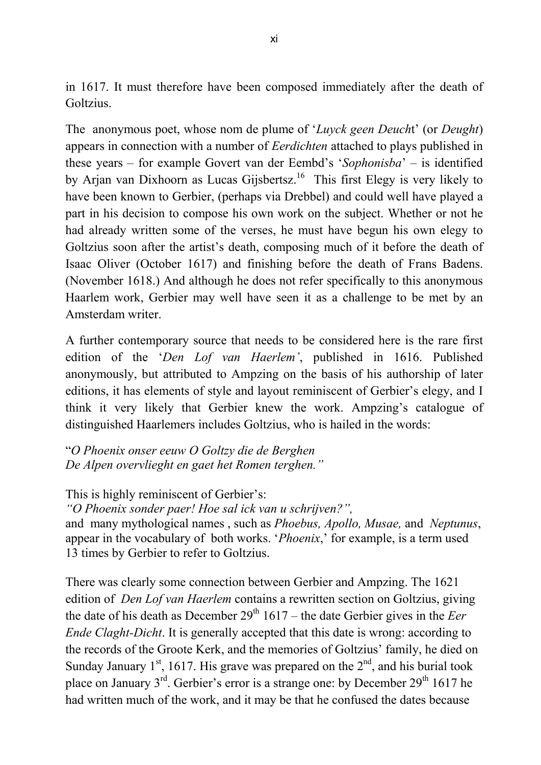in 1617. It must therefore have been composed immediately after the death of Goltzius.

The anonymous poet, whose nom de plume of '*Luyck geen Deucht*' (or *Deught*) appears in connection with a number of *Eerdichten* attached to plays published in these years – for example Govert van der Eembd's '*Sophonisba*' – is identified by Arjan van Dixhoorn as Lucas Gijsbertsz.[16] This first Elegy is very likely to have been known to Gerbier, (perhaps via Drebbel) and could well have played a part in his decision to compose his own work on the subject. Whether or not he had already written some of the verses, he must have begun his own elegy to Goltzius soon after the artist's death, composing much of it before the death of Isaac Oliver (October 1617) and finishing before the death of Frans Badens. (November 1618.) And although he does not refer specifically to this anonymous Haarlem work, Gerbier may well have seen it as a challenge to be met by an Amsterdam writer.

A further contemporary source that needs to be considered here is the rare first edition of the '*Den Lof van Haerlem'*, published in 1616. Published anonymously, but attributed to Ampzing on the basis of his authorship of later editions, it has elements of style and layout reminiscent of Gerbier's elegy, and I think it very likely that Gerbier knew the work. Ampzing's catalogue of distinguished Haarlemers includes Goltzius, who is hailed in the words:

"*O Phoenix onser eeuw O Goltzy die de Berghen*
*De Alpen overvlieght en gaet het Romen terghen."*

This is highly reminiscent of Gerbier's:
*"O Phoenix sonder paer! Hoe sal ick van u schrijven?",*
and many mythological names , such as *Phoebus, Apollo, Musae,* and *Neptunus*, appear in the vocabulary of both works. '*Phoenix*,' for example, is a term used 13 times by Gerbier to refer to Goltzius.

There was clearly some connection between Gerbier and Ampzing. The 1621 edition of *Den Lof van Haerlem* contains a rewritten section on Goltzius, giving the date of his death as December 29th 1617 – the date Gerbier gives in the *Eer Ende Claght-Dicht*. It is generally accepted that this date is wrong: according to the records of the Groote Kerk, and the memories of Goltzius' family, he died on Sunday January 1st, 1617. His grave was prepared on the 2nd, and his burial took place on January 3rd. Gerbier's error is a strange one: by December 29th 1617 he had written much of the work, and it may be that he confused the dates because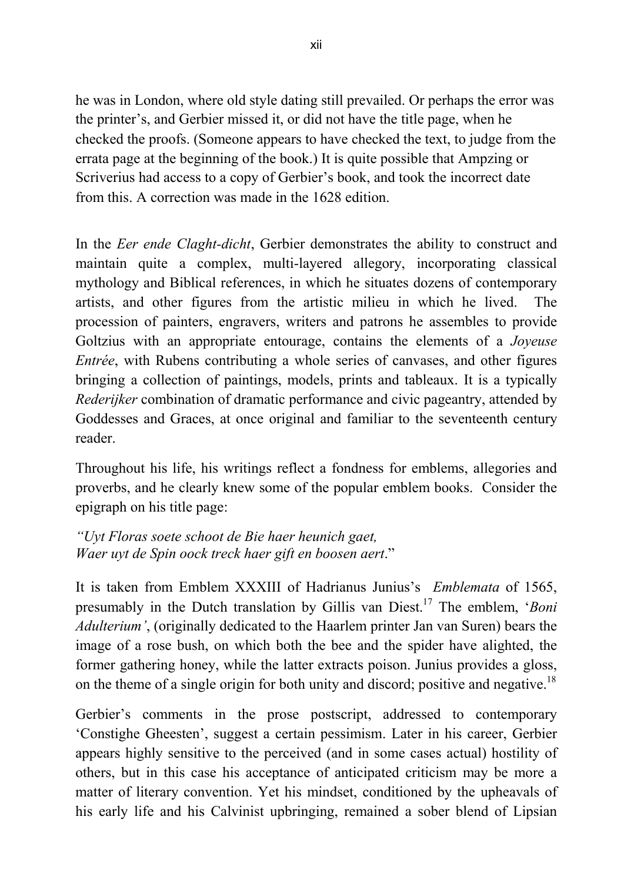he was in London, where old style dating still prevailed. Or perhaps the error was the printer's, and Gerbier missed it, or did not have the title page, when he checked the proofs. (Someone appears to have checked the text, to judge from the errata page at the beginning of the book.) It is quite possible that Ampzing or Scriverius had access to a copy of Gerbier's book, and took the incorrect date from this. A correction was made in the 1628 edition.

In the *Eer ende Claght-dicht*, Gerbier demonstrates the ability to construct and maintain quite a complex, multi-layered allegory, incorporating classical mythology and Biblical references, in which he situates dozens of contemporary artists, and other figures from the artistic milieu in which he lived. The procession of painters, engravers, writers and patrons he assembles to provide Goltzius with an appropriate entourage, contains the elements of a *Joyeuse Entrée*, with Rubens contributing a whole series of canvases, and other figures bringing a collection of paintings, models, prints and tableaux. It is a typically *Rederijker* combination of dramatic performance and civic pageantry, attended by Goddesses and Graces, at once original and familiar to the seventeenth century reader.

Throughout his life, his writings reflect a fondness for emblems, allegories and proverbs, and he clearly knew some of the popular emblem books. Consider the epigraph on his title page:

*"Uyt Floras soete schoot de Bie haer heunich gaet,*
*Waer uyt de Spin oock treck haer gift en boosen aert*."

It is taken from Emblem XXXIII of Hadrianus Junius's *Emblemata* of 1565, presumably in the Dutch translation by Gillis van Diest.[17] The emblem, '*Boni Adulterium'*, (originally dedicated to the Haarlem printer Jan van Suren) bears the image of a rose bush, on which both the bee and the spider have alighted, the former gathering honey, while the latter extracts poison. Junius provides a gloss, on the theme of a single origin for both unity and discord; positive and negative.[18]

Gerbier's comments in the prose postscript, addressed to contemporary 'Constighe Gheesten', suggest a certain pessimism. Later in his career, Gerbier appears highly sensitive to the perceived (and in some cases actual) hostility of others, but in this case his acceptance of anticipated criticism may be more a matter of literary convention. Yet his mindset, conditioned by the upheavals of his early life and his Calvinist upbringing, remained a sober blend of Lipsian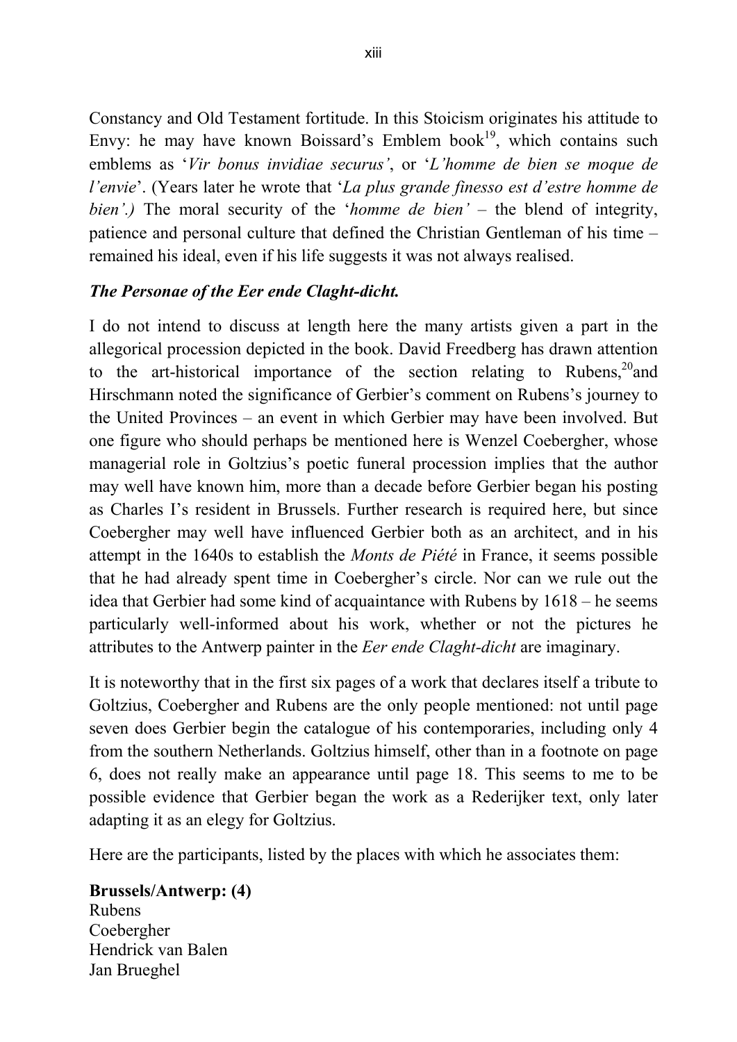Constancy and Old Testament fortitude. In this Stoicism originates his attitude to Envy: he may have known Boissard's Emblem book[19], which contains such emblems as '*Vir bonus invidiae securus'*, or '*L'homme de bien se moque de l'envie*'. (Years later he wrote that '*La plus grande finesso est d'estre homme de bien'.)* The moral security of the '*homme de bien'* – the blend of integrity, patience and personal culture that defined the Christian Gentleman of his time – remained his ideal, even if his life suggests it was not always realised.

***The Personae of the Eer ende Claght-dicht.***

I do not intend to discuss at length here the many artists given a part in the allegorical procession depicted in the book. David Freedberg has drawn attention to the art-historical importance of the section relating to Rubens,[20]and Hirschmann noted the significance of Gerbier's comment on Rubens's journey to the United Provinces – an event in which Gerbier may have been involved. But one figure who should perhaps be mentioned here is Wenzel Coebergher, whose managerial role in Goltzius's poetic funeral procession implies that the author may well have known him, more than a decade before Gerbier began his posting as Charles I's resident in Brussels. Further research is required here, but since Coebergher may well have influenced Gerbier both as an architect, and in his attempt in the 1640s to establish the *Monts de Piété* in France, it seems possible that he had already spent time in Coebergher's circle. Nor can we rule out the idea that Gerbier had some kind of acquaintance with Rubens by 1618 – he seems particularly well-informed about his work, whether or not the pictures he attributes to the Antwerp painter in the *Eer ende Claght-dicht* are imaginary.

It is noteworthy that in the first six pages of a work that declares itself a tribute to Goltzius, Coebergher and Rubens are the only people mentioned: not until page seven does Gerbier begin the catalogue of his contemporaries, including only 4 from the southern Netherlands. Goltzius himself, other than in a footnote on page 6, does not really make an appearance until page 18. This seems to me to be possible evidence that Gerbier began the work as a Rederijker text, only later adapting it as an elegy for Goltzius.

Here are the participants, listed by the places with which he associates them:

**Brussels/Antwerp: (4)**
Rubens
Coebergher
Hendrick van Balen
Jan Brueghel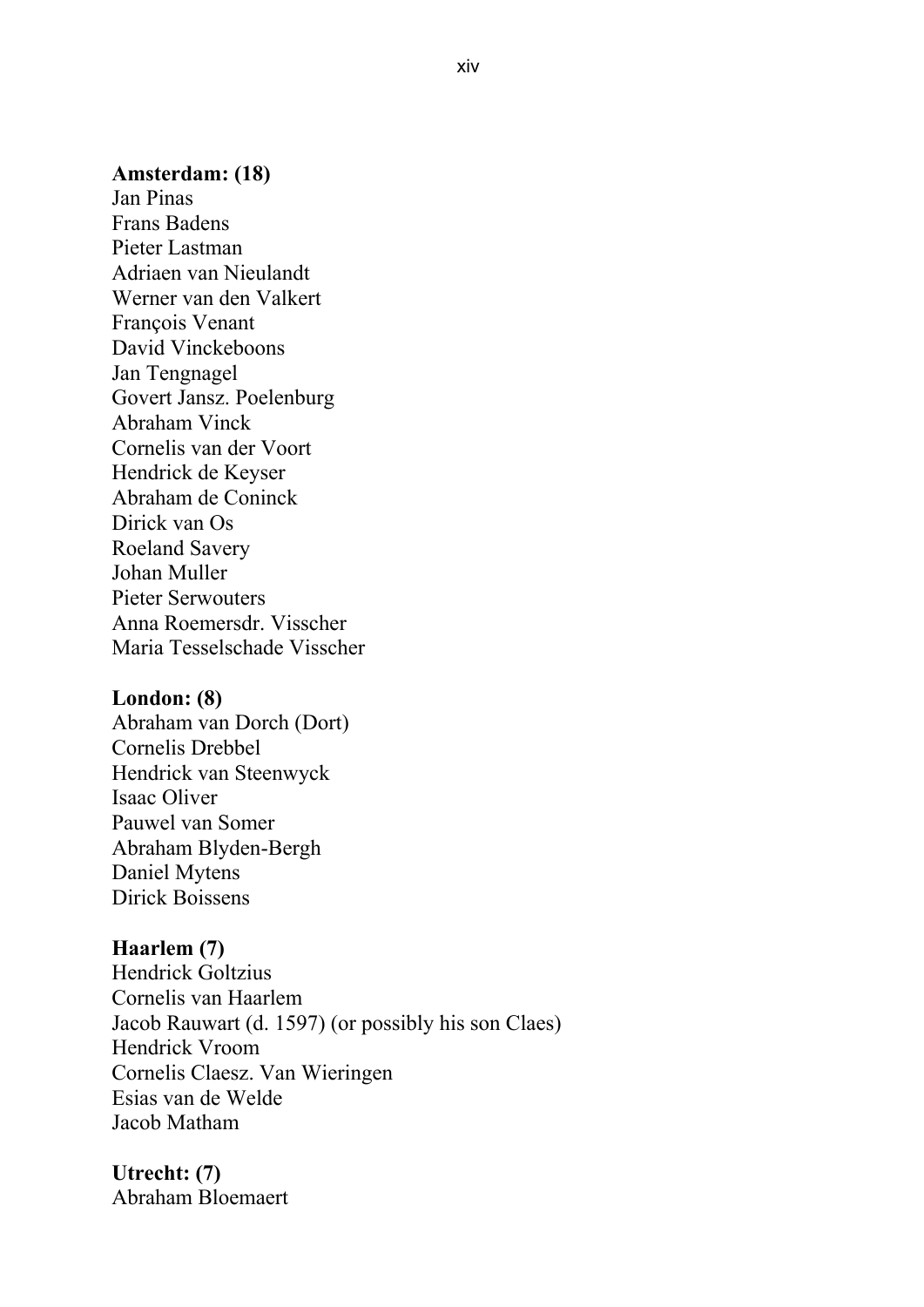**Amsterdam: (18)**
Jan Pinas
Frans Badens
Pieter Lastman
Adriaen van Nieulandt
Werner van den Valkert
François Venant
David Vinckeboons
Jan Tengnagel
Govert Jansz. Poelenburg
Abraham Vinck
Cornelis van der Voort
Hendrick de Keyser
Abraham de Coninck
Dirick van Os
Roeland Savery
Johan Muller
Pieter Serwouters
Anna Roemersdr. Visscher
Maria Tesselschade Visscher

**London: (8)**
Abraham van Dorch (Dort)
Cornelis Drebbel
Hendrick van Steenwyck
Isaac Oliver
Pauwel van Somer
Abraham Blyden-Bergh
Daniel Mytens
Dirick Boissens

**Haarlem (7)**
Hendrick Goltzius
Cornelis van Haarlem
Jacob Rauwart (d. 1597) (or possibly his son Claes)
Hendrick Vroom
Cornelis Claesz. Van Wieringen
Esias van de Welde
Jacob Matham

**Utrecht: (7)**
Abraham Bloemaert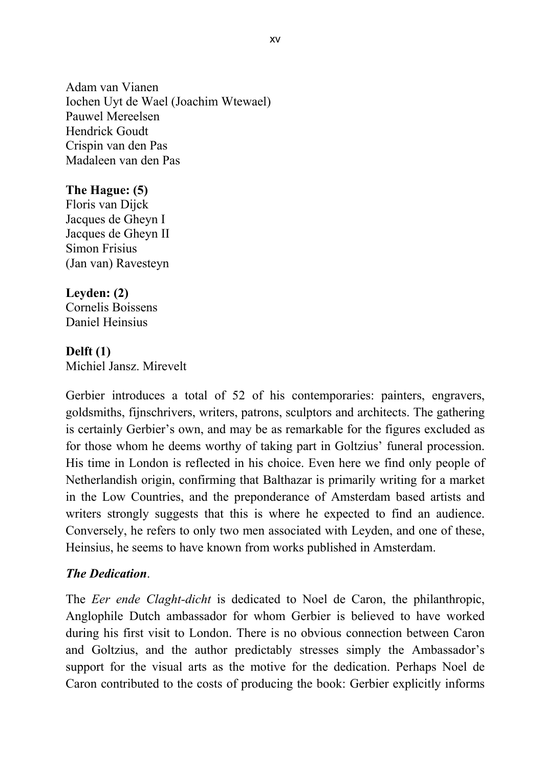Adam van Vianen
Iochen Uyt de Wael (Joachim Wtewael)
Pauwel Mereelsen
Hendrick Goudt
Crispin van den Pas
Madaleen van den Pas

**The Hague: (5)**
Floris van Dijck
Jacques de Gheyn I
Jacques de Gheyn II
Simon Frisius
(Jan van) Ravesteyn

**Leyden: (2)**
Cornelis Boissens
Daniel Heinsius

**Delft (1)**
Michiel Jansz. Mirevelt

Gerbier introduces a total of 52 of his contemporaries: painters, engravers, goldsmiths, fijnschrivers, writers, patrons, sculptors and architects. The gathering is certainly Gerbier's own, and may be as remarkable for the figures excluded as for those whom he deems worthy of taking part in Goltzius' funeral procession. His time in London is reflected in his choice. Even here we find only people of Netherlandish origin, confirming that Balthazar is primarily writing for a market in the Low Countries, and the preponderance of Amsterdam based artists and writers strongly suggests that this is where he expected to find an audience. Conversely, he refers to only two men associated with Leyden, and one of these, Heinsius, he seems to have known from works published in Amsterdam.

***The Dedication***.

The *Eer ende Claght-dicht* is dedicated to Noel de Caron, the philanthropic, Anglophile Dutch ambassador for whom Gerbier is believed to have worked during his first visit to London. There is no obvious connection between Caron and Goltzius, and the author predictably stresses simply the Ambassador's support for the visual arts as the motive for the dedication. Perhaps Noel de Caron contributed to the costs of producing the book: Gerbier explicitly informs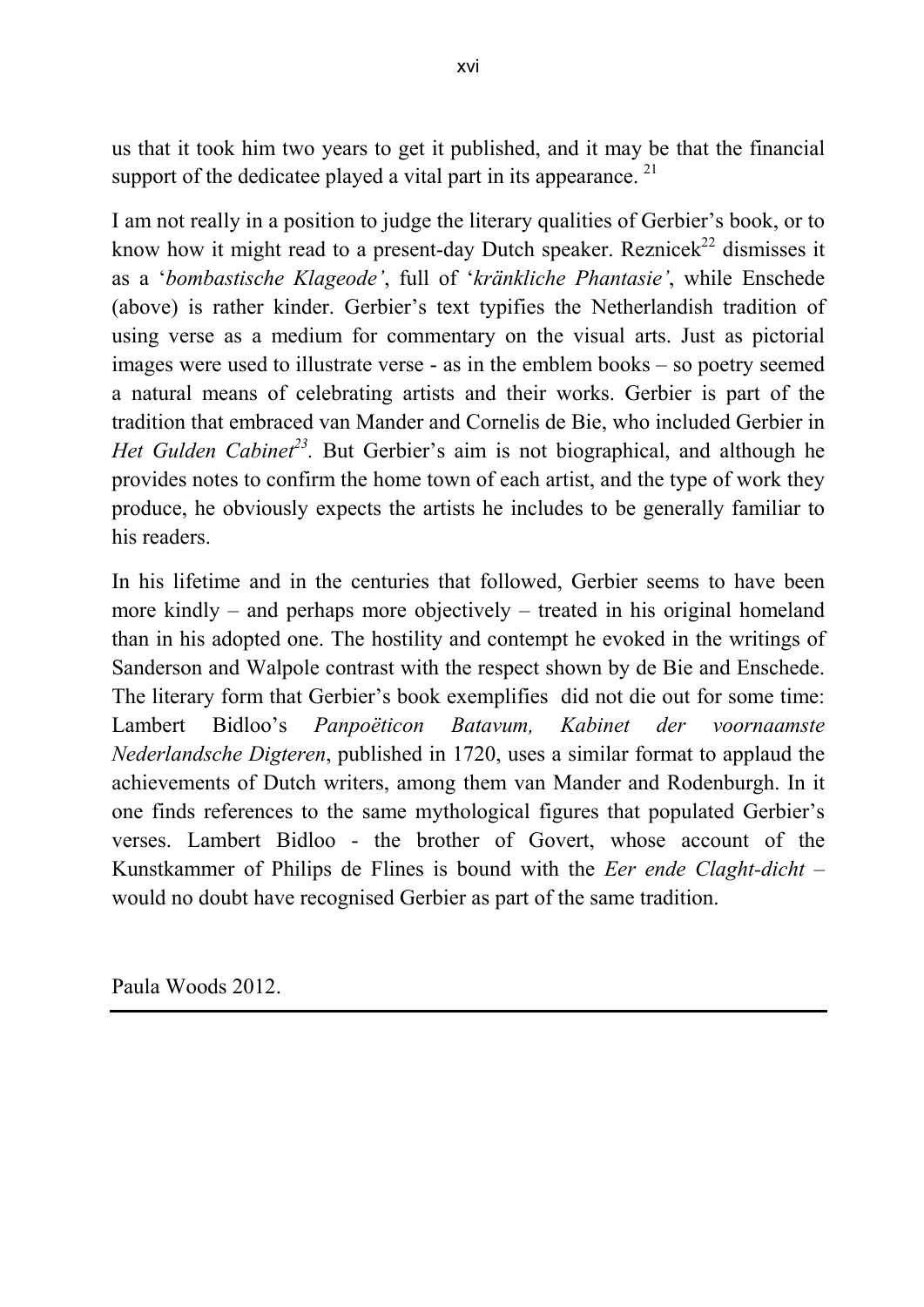us that it took him two years to get it published, and it may be that the financial support of the dedicatee played a vital part in its appearance. [21]

I am not really in a position to judge the literary qualities of Gerbier's book, or to know how it might read to a present-day Dutch speaker. Reznicek[22] dismisses it as a '*bombastische Klageode'*, full of '*kränkliche Phantasie'*, while Enschede (above) is rather kinder. Gerbier's text typifies the Netherlandish tradition of using verse as a medium for commentary on the visual arts. Just as pictorial images were used to illustrate verse - as in the emblem books – so poetry seemed a natural means of celebrating artists and their works. Gerbier is part of the tradition that embraced van Mander and Cornelis de Bie, who included Gerbier in *Het Gulden Cabinet*[23]. But Gerbier's aim is not biographical, and although he provides notes to confirm the home town of each artist, and the type of work they produce, he obviously expects the artists he includes to be generally familiar to his readers.

In his lifetime and in the centuries that followed, Gerbier seems to have been more kindly – and perhaps more objectively – treated in his original homeland than in his adopted one. The hostility and contempt he evoked in the writings of Sanderson and Walpole contrast with the respect shown by de Bie and Enschede. The literary form that Gerbier's book exemplifies did not die out for some time: Lambert Bidloo's *Panpoëticon Batavum, Kabinet der voornaamste Nederlandsche Digteren*, published in 1720, uses a similar format to applaud the achievements of Dutch writers, among them van Mander and Rodenburgh. In it one finds references to the same mythological figures that populated Gerbier's verses. Lambert Bidloo - the brother of Govert, whose account of the Kunstkammer of Philips de Flines is bound with the *Eer ende Claght-dicht* – would no doubt have recognised Gerbier as part of the same tradition.

Paula Woods 2012.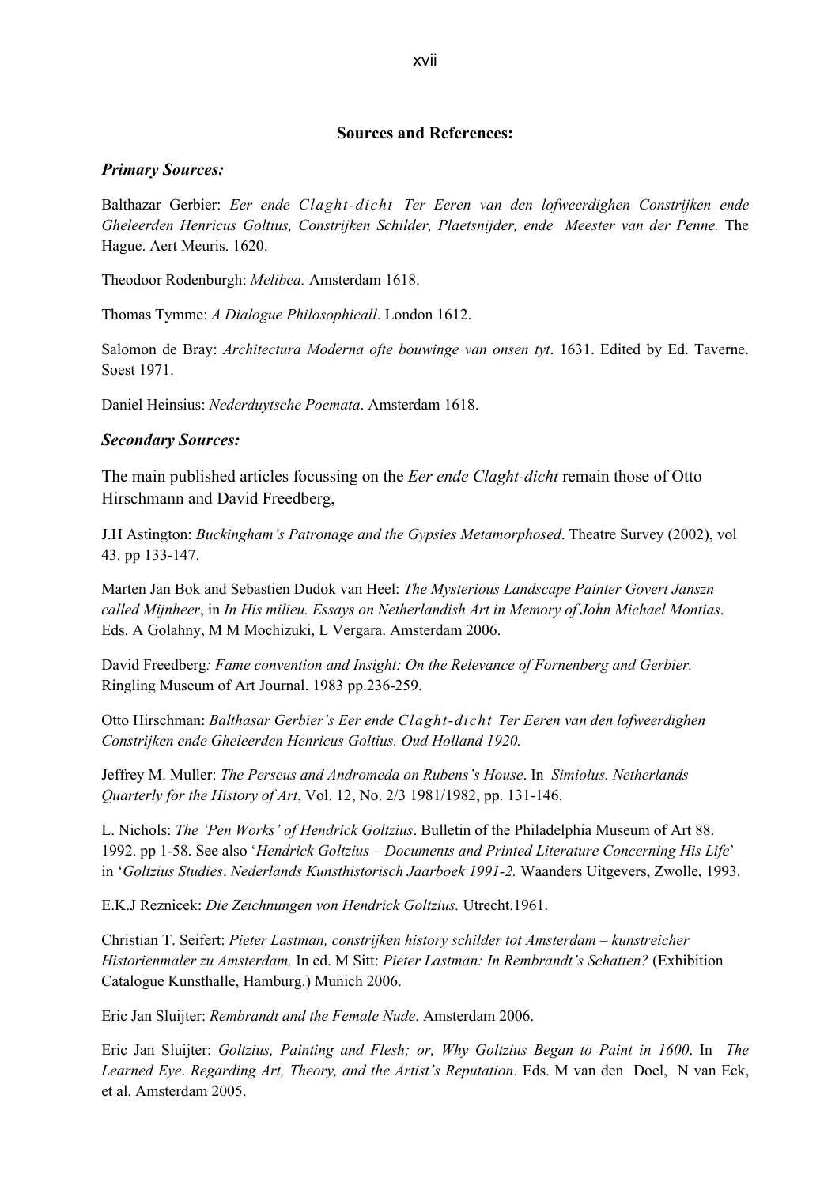**Sources and References:**

***Primary Sources:***

Balthazar Gerbier: *Eer ende Claght-dicht Ter Eeren van den lofweerdighen Constrijken ende Gheleerden Henricus Goltius, Constrijken Schilder, Plaetsnijder, ende Meester van der Penne.* The Hague. Aert Meuris. 1620.

Theodoor Rodenburgh: *Melibea.* Amsterdam 1618.

Thomas Tymme: *A Dialogue Philosophicall*. London 1612.

Salomon de Bray: *Architectura Moderna ofte bouwinge van onsen tyt*. 1631. Edited by Ed. Taverne. Soest 1971.

Daniel Heinsius: *Nederduytsche Poemata*. Amsterdam 1618.

***Secondary Sources:***

The main published articles focussing on the *Eer ende Claght-dicht* remain those of Otto Hirschmann and David Freedberg,

J.H Astington: *Buckingham's Patronage and the Gypsies Metamorphosed*. Theatre Survey (2002), vol 43. pp 133-147.

Marten Jan Bok and Sebastien Dudok van Heel: *The Mysterious Landscape Painter Govert Janszn called Mijnheer*, in *In His milieu. Essays on Netherlandish Art in Memory of John Michael Montias*. Eds. A Golahny, M M Mochizuki, L Vergara. Amsterdam 2006.

David Freedberg*: Fame convention and Insight: On the Relevance of Fornenberg and Gerbier.* Ringling Museum of Art Journal. 1983 pp.236-259.

Otto Hirschman: *Balthasar Gerbier's Eer ende Claght-dicht Ter Eeren van den lofweerdighen Constrijken ende Gheleerden Henricus Goltius. Oud Holland 1920.*

Jeffrey M. Muller: *The Perseus and Andromeda on Rubens's House*. In *Simiolus. Netherlands Quarterly for the History of Art*, Vol. 12, No. 2/3 1981/1982, pp. 131-146.

L. Nichols: *The 'Pen Works' of Hendrick Goltzius*. Bulletin of the Philadelphia Museum of Art 88. 1992. pp 1-58. See also '*Hendrick Goltzius – Documents and Printed Literature Concerning His Life*' in '*Goltzius Studies*. *Nederlands Kunsthistorisch Jaarboek 1991-2.* Waanders Uitgevers, Zwolle, 1993.

E.K.J Reznicek: *Die Zeichnungen von Hendrick Goltzius.* Utrecht.1961.

Christian T. Seifert: *Pieter Lastman, constrijken history schilder tot Amsterdam – kunstreicher Historienmaler zu Amsterdam.* In ed. M Sitt: *Pieter Lastman: In Rembrandt's Schatten?* (Exhibition Catalogue Kunsthalle, Hamburg.) Munich 2006.

Eric Jan Sluijter: *Rembrandt and the Female Nude*. Amsterdam 2006.

Eric Jan Sluijter: *Goltzius, Painting and Flesh; or, Why Goltzius Began to Paint in 1600*. In *The Learned Eye*. *Regarding Art, Theory, and the Artist's Reputation*. Eds. M van den Doel, N van Eck, et al. Amsterdam 2005.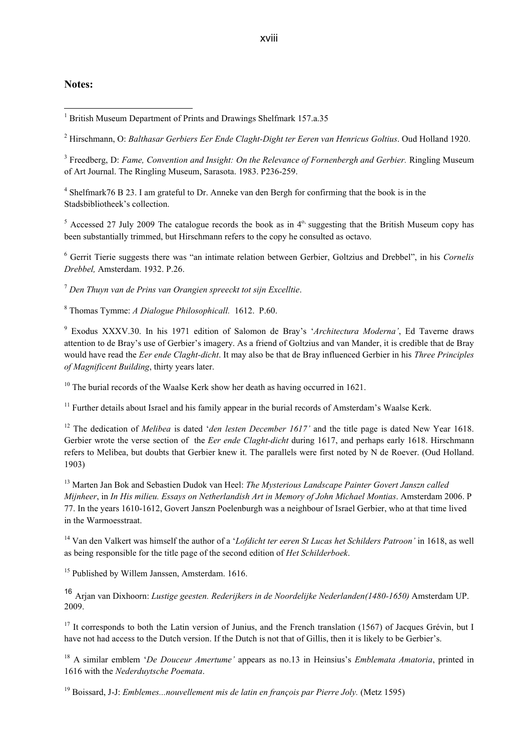**Notes:**

[1] British Museum Department of Prints and Drawings Shelfmark 157.a.35

[2] Hirschmann, O: *Balthasar Gerbiers Eer Ende Claght-Dight ter Eeren van Henricus Goltius*. Oud Holland 1920.

[3] Freedberg, D: *Fame, Convention and Insight: On the Relevance of Fornenbergh and Gerbier.* Ringling Museum of Art Journal. The Ringling Museum, Sarasota. 1983. P236-259.

[4] Shelfmark76 B 23. I am grateful to Dr. Anneke van den Bergh for confirming that the book is in the Stadsbibliotheek's collection.

[5] Accessed 27 July 2009 The catalogue records the book as in 4°, suggesting that the British Museum copy has been substantially trimmed, but Hirschmann refers to the copy he consulted as octavo.

[6] Gerrit Tierie suggests there was "an intimate relation between Gerbier, Goltzius and Drebbel", in his *Cornelis Drebbel,* Amsterdam. 1932. P.26.

[7] *Den Thuyn van de Prins van Orangien spreeckt tot sijn Excelltie*.

[8] Thomas Tymme: *A Dialogue Philosophicall.* 1612. P.60.

[9] Exodus XXXV.30. In his 1971 edition of Salomon de Bray's '*Architectura Moderna'*, Ed Taverne draws attention to de Bray's use of Gerbier's imagery. As a friend of Goltzius and van Mander, it is credible that de Bray would have read the *Eer ende Claght-dicht*. It may also be that de Bray influenced Gerbier in his *Three Principles of Magnificent Building*, thirty years later.

[10] The burial records of the Waalse Kerk show her death as having occurred in 1621.

[11] Further details about Israel and his family appear in the burial records of Amsterdam's Waalse Kerk.

[12] The dedication of *Melibea* is dated '*den lesten December 1617'* and the title page is dated New Year 1618. Gerbier wrote the verse section of the *Eer ende Claght-dicht* during 1617, and perhaps early 1618. Hirschmann refers to Melibea, but doubts that Gerbier knew it. The parallels were first noted by N de Roever. (Oud Holland. 1903)

[13] Marten Jan Bok and Sebastien Dudok van Heel: *The Mysterious Landscape Painter Govert Janszn called Mijnheer*, in *In His milieu. Essays on Netherlandish Art in Memory of John Michael Montias*. Amsterdam 2006. P 77. In the years 1610-1612, Govert Janszn Poelenburgh was a neighbour of Israel Gerbier, who at that time lived in the Warmoesstraat.

[14] Van den Valkert was himself the author of a '*Lofdicht ter eeren St Lucas het Schilders Patroon'* in 1618, as well as being responsible for the title page of the second edition of *Het Schilderboek*.

[15] Published by Willem Janssen, Amsterdam. 1616.

[16] Arjan van Dixhoorn: *Lustige geesten. Rederijkers in de Noordelijke Nederlanden(1480-1650)* Amsterdam UP. 2009.

[17] It corresponds to both the Latin version of Junius, and the French translation (1567) of Jacques Grévin, but I have not had access to the Dutch version. If the Dutch is not that of Gillis, then it is likely to be Gerbier's.

[18] A similar emblem '*De Douceur Amertume'* appears as no.13 in Heinsius's *Emblemata Amatoria*, printed in 1616 with the *Nederduytsche Poemata*.

[19] Boissard, J-J: *Emblemes...nouvellement mis de latin en françois par Pierre Joly.* (Metz 1595)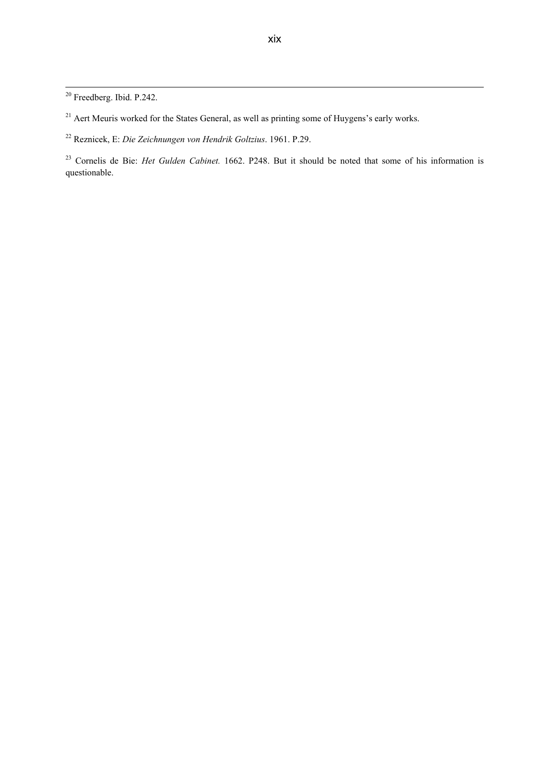[20] Freedberg. Ibid. P.242.

[21] Aert Meuris worked for the States General, as well as printing some of Huygens's early works.

[22] Reznicek, E: *Die Zeichnungen von Hendrik Goltzius*. 1961. P.29.

[23] Cornelis de Bie: *Het Gulden Cabinet.* 1662. P248. But it should be noted that some of his information is questionable.